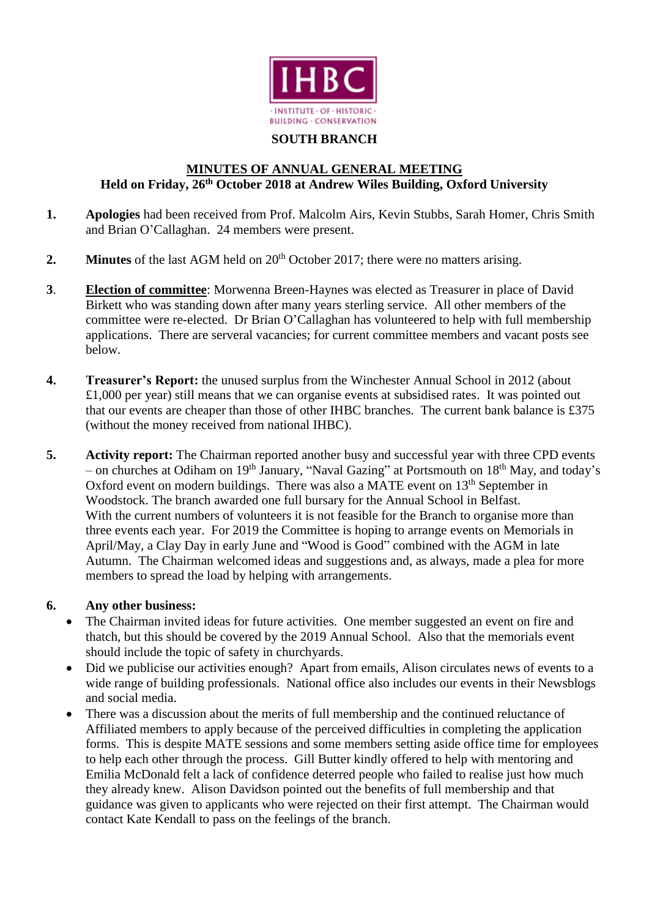IHBC

INSTITUTE · OF · HISTORIC · BUILDING · CONSERVATION

## SOUTH BRANCH

## MINUTES OF ANNUAL GENERAL MEETING

### Held on Friday, 26th October 2018 at Andrew Wiles Building, Oxford University

1. **Apologies** had been received from Prof. Malcolm Airs, Kevin Stubbs, Sarah Homer, Chris Smith and Brian O'Callaghan. 24 members were present.

2. **Minutes** of the last AGM held on 20th October 2017; there were no matters arising.

3. **Election of committee**: Morwenna Breen-Haynes was elected as Treasurer in place of David Birkett who was standing down after many years sterling service. All other members of the committee were re-elected. Dr Brian O'Callaghan has volunteered to help with full membership applications. There are serveral vacancies; for current committee members and vacant posts see below.

4. **Treasurer's Report:** the unused surplus from the Winchester Annual School in 2012 (about £1,000 per year) still means that we can organise events at subsidised rates. It was pointed out that our events are cheaper than those of other IHBC branches. The current bank balance is £375 (without the money received from national IHBC).

5. **Activity report:** The Chairman reported another busy and successful year with three CPD events – on churches at Odiham on 19th January, "Naval Gazing" at Portsmouth on 18th May, and today's Oxford event on modern buildings. There was also a MATE event on 13th September in Woodstock. The branch awarded one full bursary for the Annual School in Belfast.
   With the current numbers of volunteers it is not feasible for the Branch to organise more than three events each year. For 2019 the Committee is hoping to arrange events on Memorials in April/May, a Clay Day in early June and "Wood is Good" combined with the AGM in late Autumn. The Chairman welcomed ideas and suggestions and, as always, made a plea for more members to spread the load by helping with arrangements.

6. **Any other business:**
   - The Chairman invited ideas for future activities. One member suggested an event on fire and thatch, but this should be covered by the 2019 Annual School. Also that the memorials event should include the topic of safety in churchyards.
   - Did we publicise our activities enough? Apart from emails, Alison circulates news of events to a wide range of building professionals. National office also includes our events in their Newsblogs and social media.
   - There was a discussion about the merits of full membership and the continued reluctance of Affiliated members to apply because of the perceived difficulties in completing the application forms. This is despite MATE sessions and some members setting aside office time for employees to help each other through the process. Gill Butter kindly offered to help with mentoring and Emilia McDonald felt a lack of confidence deterred people who failed to realise just how much they already knew. Alison Davidson pointed out the benefits of full membership and that guidance was given to applicants who were rejected on their first attempt. The Chairman would contact Kate Kendall to pass on the feelings of the branch.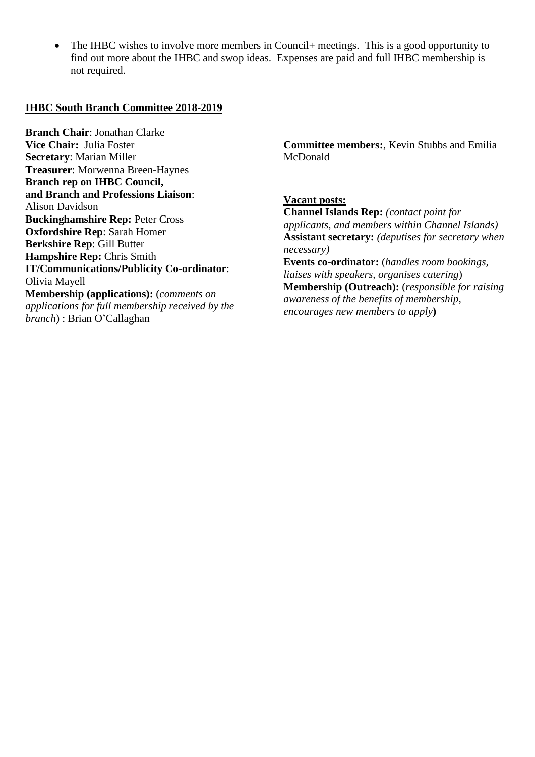- The IHBC wishes to involve more members in Council+ meetings. This is a good opportunity to find out more about the IHBC and swop ideas. Expenses are paid and full IHBC membership is not required.

## IHBC South Branch Committee 2018-2019

**Branch Chair**: Jonathan Clarke
**Vice Chair:** Julia Foster
**Secretary**: Marian Miller
**Treasurer**: Morwenna Breen-Haynes
**Branch rep on IHBC Council, and Branch and Professions Liaison**: Alison Davidson
**Buckinghamshire Rep:** Peter Cross
**Oxfordshire Rep**: Sarah Homer
**Berkshire Rep**: Gill Butter
**Hampshire Rep:** Chris Smith
**IT/Communications/Publicity Co-ordinator**: Olivia Mayell
**Membership (applications):** (*comments on applications for full membership received by the branch*) : Brian O'Callaghan

**Committee members:**, Kevin Stubbs and Emilia McDonald

**Vacant posts:**
**Channel Islands Rep:** *(contact point for applicants, and members within Channel Islands)*
**Assistant secretary:** *(deputises for secretary when necessary)*
**Events co-ordinator:** (*handles room bookings, liaises with speakers, organises catering*)
**Membership (Outreach):** (*responsible for raising awareness of the benefits of membership, encourages new members to apply*)